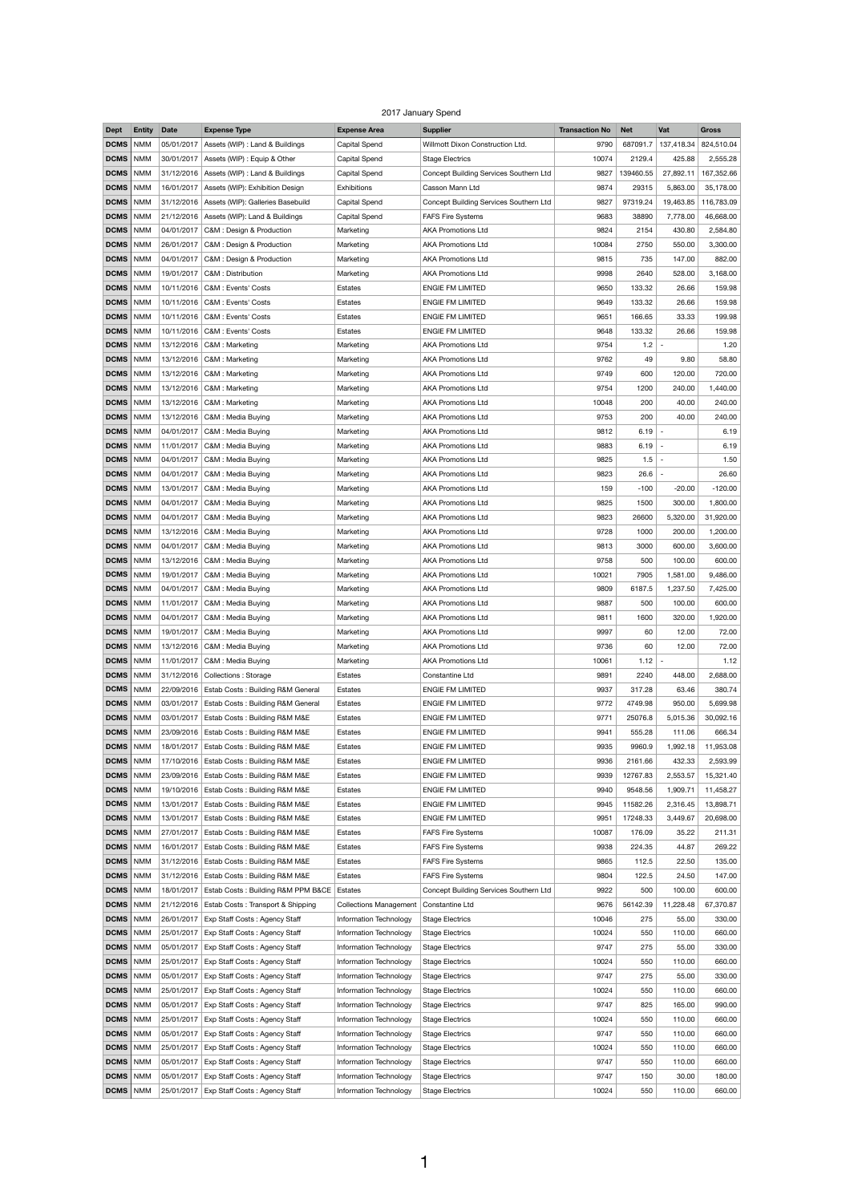2017 January Spend

| Dept | Entity | Date | Expense Type | Expense Area | Supplier | Transaction No | Net | Vat | Gross |
|---|---|---|---|---|---|---|---|---|---|
| DCMS | NMM | 05/01/2017 | Assets (WIP) : Land & Buildings | Capital Spend | Willmott Dixon Construction Ltd. | 9790 | 687091.7 | 137,418.34 | 824,510.04 |
| DCMS | NMM | 30/01/2017 | Assets (WIP) : Equip & Other | Capital Spend | Stage Electrics | 10074 | 2129.4 | 425.88 | 2,555.28 |
| DCMS | NMM | 31/12/2016 | Assets (WIP) : Land & Buildings | Capital Spend | Concept Building Services Southern Ltd | 9827 | 139460.55 | 27,892.11 | 167,352.66 |
| DCMS | NMM | 16/01/2017 | Assets (WIP): Exhibition Design | Exhibitions | Casson Mann Ltd | 9874 | 29315 | 5,863.00 | 35,178.00 |
| DCMS | NMM | 31/12/2016 | Assets (WIP): Galleries Basebuild | Capital Spend | Concept Building Services Southern Ltd | 9827 | 97319.24 | 19,463.85 | 116,783.09 |
| DCMS | NMM | 21/12/2016 | Assets (WIP): Land & Buildings | Capital Spend | FAFS Fire Systems | 9683 | 38890 | 7,778.00 | 46,668.00 |
| DCMS | NMM | 04/01/2017 | C&M : Design & Production | Marketing | AKA Promotions Ltd | 9824 | 2154 | 430.80 | 2,584.80 |
| DCMS | NMM | 26/01/2017 | C&M : Design & Production | Marketing | AKA Promotions Ltd | 10084 | 2750 | 550.00 | 3,300.00 |
| DCMS | NMM | 04/01/2017 | C&M : Design & Production | Marketing | AKA Promotions Ltd | 9815 | 735 | 147.00 | 882.00 |
| DCMS | NMM | 19/01/2017 | C&M : Distribution | Marketing | AKA Promotions Ltd | 9998 | 2640 | 528.00 | 3,168.00 |
| DCMS | NMM | 10/11/2016 | C&M : Events' Costs | Estates | ENGIE FM LIMITED | 9650 | 133.32 | 26.66 | 159.98 |
| DCMS | NMM | 10/11/2016 | C&M : Events' Costs | Estates | ENGIE FM LIMITED | 9649 | 133.32 | 26.66 | 159.98 |
| DCMS | NMM | 10/11/2016 | C&M : Events' Costs | Estates | ENGIE FM LIMITED | 9651 | 166.65 | 33.33 | 199.98 |
| DCMS | NMM | 10/11/2016 | C&M : Events' Costs | Estates | ENGIE FM LIMITED | 9648 | 133.32 | 26.66 | 159.98 |
| DCMS | NMM | 13/12/2016 | C&M : Marketing | Marketing | AKA Promotions Ltd | 9754 | 1.2 | - | 1.20 |
| DCMS | NMM | 13/12/2016 | C&M : Marketing | Marketing | AKA Promotions Ltd | 9762 | 49 | 9.80 | 58.80 |
| DCMS | NMM | 13/12/2016 | C&M : Marketing | Marketing | AKA Promotions Ltd | 9749 | 600 | 120.00 | 720.00 |
| DCMS | NMM | 13/12/2016 | C&M : Marketing | Marketing | AKA Promotions Ltd | 9754 | 1200 | 240.00 | 1,440.00 |
| DCMS | NMM | 13/12/2016 | C&M : Marketing | Marketing | AKA Promotions Ltd | 10048 | 200 | 40.00 | 240.00 |
| DCMS | NMM | 13/12/2016 | C&M : Media Buying | Marketing | AKA Promotions Ltd | 9753 | 200 | 40.00 | 240.00 |
| DCMS | NMM | 04/01/2017 | C&M : Media Buying | Marketing | AKA Promotions Ltd | 9812 | 6.19 | - | 6.19 |
| DCMS | NMM | 11/01/2017 | C&M : Media Buying | Marketing | AKA Promotions Ltd | 9883 | 6.19 | - | 6.19 |
| DCMS | NMM | 04/01/2017 | C&M : Media Buying | Marketing | AKA Promotions Ltd | 9825 | 1.5 | - | 1.50 |
| DCMS | NMM | 04/01/2017 | C&M : Media Buying | Marketing | AKA Promotions Ltd | 9823 | 26.6 | - | 26.60 |
| DCMS | NMM | 13/01/2017 | C&M : Media Buying | Marketing | AKA Promotions Ltd | 159 | -100 | -20.00 | -120.00 |
| DCMS | NMM | 04/01/2017 | C&M : Media Buying | Marketing | AKA Promotions Ltd | 9825 | 1500 | 300.00 | 1,800.00 |
| DCMS | NMM | 04/01/2017 | C&M : Media Buying | Marketing | AKA Promotions Ltd | 9823 | 26600 | 5,320.00 | 31,920.00 |
| DCMS | NMM | 13/12/2016 | C&M : Media Buying | Marketing | AKA Promotions Ltd | 9728 | 1000 | 200.00 | 1,200.00 |
| DCMS | NMM | 04/01/2017 | C&M : Media Buying | Marketing | AKA Promotions Ltd | 9813 | 3000 | 600.00 | 3,600.00 |
| DCMS | NMM | 13/12/2016 | C&M : Media Buying | Marketing | AKA Promotions Ltd | 9758 | 500 | 100.00 | 600.00 |
| DCMS | NMM | 19/01/2017 | C&M : Media Buying | Marketing | AKA Promotions Ltd | 10021 | 7905 | 1,581.00 | 9,486.00 |
| DCMS | NMM | 04/01/2017 | C&M : Media Buying | Marketing | AKA Promotions Ltd | 9809 | 6187.5 | 1,237.50 | 7,425.00 |
| DCMS | NMM | 11/01/2017 | C&M : Media Buying | Marketing | AKA Promotions Ltd | 9887 | 500 | 100.00 | 600.00 |
| DCMS | NMM | 04/01/2017 | C&M : Media Buying | Marketing | AKA Promotions Ltd | 9811 | 1600 | 320.00 | 1,920.00 |
| DCMS | NMM | 19/01/2017 | C&M : Media Buying | Marketing | AKA Promotions Ltd | 9997 | 60 | 12.00 | 72.00 |
| DCMS | NMM | 13/12/2016 | C&M : Media Buying | Marketing | AKA Promotions Ltd | 9736 | 60 | 12.00 | 72.00 |
| DCMS | NMM | 11/01/2017 | C&M : Media Buying | Marketing | AKA Promotions Ltd | 10061 | 1.12 | - | 1.12 |
| DCMS | NMM | 31/12/2016 | Collections : Storage | Estates | Constantine Ltd | 9891 | 2240 | 448.00 | 2,688.00 |
| DCMS | NMM | 22/09/2016 | Estab Costs : Building R&M General | Estates | ENGIE FM LIMITED | 9937 | 317.28 | 63.46 | 380.74 |
| DCMS | NMM | 03/01/2017 | Estab Costs : Building R&M General | Estates | ENGIE FM LIMITED | 9772 | 4749.98 | 950.00 | 5,699.98 |
| DCMS | NMM | 03/01/2017 | Estab Costs : Building R&M M&E | Estates | ENGIE FM LIMITED | 9771 | 25076.8 | 5,015.36 | 30,092.16 |
| DCMS | NMM | 23/09/2016 | Estab Costs : Building R&M M&E | Estates | ENGIE FM LIMITED | 9941 | 555.28 | 111.06 | 666.34 |
| DCMS | NMM | 18/01/2017 | Estab Costs : Building R&M M&E | Estates | ENGIE FM LIMITED | 9935 | 9960.9 | 1,992.18 | 11,953.08 |
| DCMS | NMM | 17/10/2016 | Estab Costs : Building R&M M&E | Estates | ENGIE FM LIMITED | 9936 | 2161.66 | 432.33 | 2,593.99 |
| DCMS | NMM | 23/09/2016 | Estab Costs : Building R&M M&E | Estates | ENGIE FM LIMITED | 9939 | 12767.83 | 2,553.57 | 15,321.40 |
| DCMS | NMM | 19/10/2016 | Estab Costs : Building R&M M&E | Estates | ENGIE FM LIMITED | 9940 | 9548.56 | 1,909.71 | 11,458.27 |
| DCMS | NMM | 13/01/2017 | Estab Costs : Building R&M M&E | Estates | ENGIE FM LIMITED | 9945 | 11582.26 | 2,316.45 | 13,898.71 |
| DCMS | NMM | 13/01/2017 | Estab Costs : Building R&M M&E | Estates | ENGIE FM LIMITED | 9951 | 17248.33 | 3,449.67 | 20,698.00 |
| DCMS | NMM | 27/01/2017 | Estab Costs : Building R&M M&E | Estates | FAFS Fire Systems | 10087 | 176.09 | 35.22 | 211.31 |
| DCMS | NMM | 16/01/2017 | Estab Costs : Building R&M M&E | Estates | FAFS Fire Systems | 9938 | 224.35 | 44.87 | 269.22 |
| DCMS | NMM | 31/12/2016 | Estab Costs : Building R&M M&E | Estates | FAFS Fire Systems | 9865 | 112.5 | 22.50 | 135.00 |
| DCMS | NMM | 31/12/2016 | Estab Costs : Building R&M M&E | Estates | FAFS Fire Systems | 9804 | 122.5 | 24.50 | 147.00 |
| DCMS | NMM | 18/01/2017 | Estab Costs : Building R&M PPM B&CE | Estates | Concept Building Services Southern Ltd | 9922 | 500 | 100.00 | 600.00 |
| DCMS | NMM | 21/12/2016 | Estab Costs : Transport & Shipping | Collections Management | Constantine Ltd | 9676 | 56142.39 | 11,228.48 | 67,370.87 |
| DCMS | NMM | 26/01/2017 | Exp Staff Costs : Agency Staff | Information Technology | Stage Electrics | 10046 | 275 | 55.00 | 330.00 |
| DCMS | NMM | 25/01/2017 | Exp Staff Costs : Agency Staff | Information Technology | Stage Electrics | 10024 | 550 | 110.00 | 660.00 |
| DCMS | NMM | 05/01/2017 | Exp Staff Costs : Agency Staff | Information Technology | Stage Electrics | 9747 | 275 | 55.00 | 330.00 |
| DCMS | NMM | 25/01/2017 | Exp Staff Costs : Agency Staff | Information Technology | Stage Electrics | 10024 | 550 | 110.00 | 660.00 |
| DCMS | NMM | 05/01/2017 | Exp Staff Costs : Agency Staff | Information Technology | Stage Electrics | 9747 | 275 | 55.00 | 330.00 |
| DCMS | NMM | 25/01/2017 | Exp Staff Costs : Agency Staff | Information Technology | Stage Electrics | 10024 | 550 | 110.00 | 660.00 |
| DCMS | NMM | 05/01/2017 | Exp Staff Costs : Agency Staff | Information Technology | Stage Electrics | 9747 | 825 | 165.00 | 990.00 |
| DCMS | NMM | 25/01/2017 | Exp Staff Costs : Agency Staff | Information Technology | Stage Electrics | 10024 | 550 | 110.00 | 660.00 |
| DCMS | NMM | 05/01/2017 | Exp Staff Costs : Agency Staff | Information Technology | Stage Electrics | 9747 | 550 | 110.00 | 660.00 |
| DCMS | NMM | 25/01/2017 | Exp Staff Costs : Agency Staff | Information Technology | Stage Electrics | 10024 | 550 | 110.00 | 660.00 |
| DCMS | NMM | 05/01/2017 | Exp Staff Costs : Agency Staff | Information Technology | Stage Electrics | 9747 | 550 | 110.00 | 660.00 |
| DCMS | NMM | 05/01/2017 | Exp Staff Costs : Agency Staff | Information Technology | Stage Electrics | 9747 | 150 | 30.00 | 180.00 |
| DCMS | NMM | 25/01/2017 | Exp Staff Costs : Agency Staff | Information Technology | Stage Electrics | 10024 | 550 | 110.00 | 660.00 |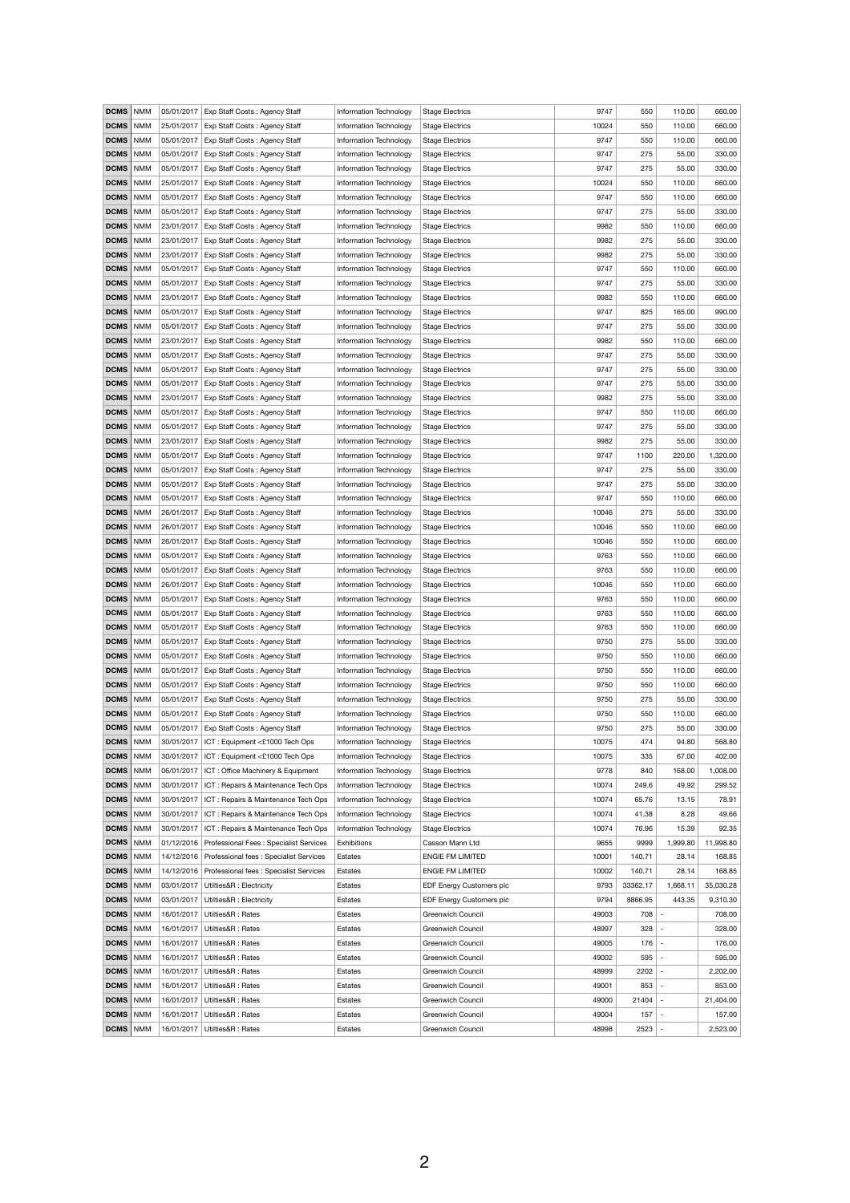| | | | | | | | | | |
|---|---|---|---|---|---|---|---|---|---|
| DCMS | NMM | 05/01/2017 | Exp Staff Costs : Agency Staff | Information Technology | Stage Electrics | 9747 | 550 | 110.00 | 660.00 |
| DCMS | NMM | 25/01/2017 | Exp Staff Costs : Agency Staff | Information Technology | Stage Electrics | 10024 | 550 | 110.00 | 660.00 |
| DCMS | NMM | 05/01/2017 | Exp Staff Costs : Agency Staff | Information Technology | Stage Electrics | 9747 | 550 | 110.00 | 660.00 |
| DCMS | NMM | 05/01/2017 | Exp Staff Costs : Agency Staff | Information Technology | Stage Electrics | 9747 | 275 | 55.00 | 330.00 |
| DCMS | NMM | 05/01/2017 | Exp Staff Costs : Agency Staff | Information Technology | Stage Electrics | 9747 | 275 | 55.00 | 330.00 |
| DCMS | NMM | 25/01/2017 | Exp Staff Costs : Agency Staff | Information Technology | Stage Electrics | 10024 | 550 | 110.00 | 660.00 |
| DCMS | NMM | 05/01/2017 | Exp Staff Costs : Agency Staff | Information Technology | Stage Electrics | 9747 | 550 | 110.00 | 660.00 |
| DCMS | NMM | 05/01/2017 | Exp Staff Costs : Agency Staff | Information Technology | Stage Electrics | 9747 | 275 | 55.00 | 330.00 |
| DCMS | NMM | 23/01/2017 | Exp Staff Costs : Agency Staff | Information Technology | Stage Electrics | 9982 | 550 | 110.00 | 660.00 |
| DCMS | NMM | 23/01/2017 | Exp Staff Costs : Agency Staff | Information Technology | Stage Electrics | 9982 | 275 | 55.00 | 330.00 |
| DCMS | NMM | 23/01/2017 | Exp Staff Costs : Agency Staff | Information Technology | Stage Electrics | 9982 | 275 | 55.00 | 330.00 |
| DCMS | NMM | 05/01/2017 | Exp Staff Costs : Agency Staff | Information Technology | Stage Electrics | 9747 | 550 | 110.00 | 660.00 |
| DCMS | NMM | 05/01/2017 | Exp Staff Costs : Agency Staff | Information Technology | Stage Electrics | 9747 | 275 | 55.00 | 330.00 |
| DCMS | NMM | 23/01/2017 | Exp Staff Costs : Agency Staff | Information Technology | Stage Electrics | 9982 | 550 | 110.00 | 660.00 |
| DCMS | NMM | 05/01/2017 | Exp Staff Costs : Agency Staff | Information Technology | Stage Electrics | 9747 | 825 | 165.00 | 990.00 |
| DCMS | NMM | 05/01/2017 | Exp Staff Costs : Agency Staff | Information Technology | Stage Electrics | 9747 | 275 | 55.00 | 330.00 |
| DCMS | NMM | 23/01/2017 | Exp Staff Costs : Agency Staff | Information Technology | Stage Electrics | 9982 | 550 | 110.00 | 660.00 |
| DCMS | NMM | 05/01/2017 | Exp Staff Costs : Agency Staff | Information Technology | Stage Electrics | 9747 | 275 | 55.00 | 330.00 |
| DCMS | NMM | 05/01/2017 | Exp Staff Costs : Agency Staff | Information Technology | Stage Electrics | 9747 | 275 | 55.00 | 330.00 |
| DCMS | NMM | 05/01/2017 | Exp Staff Costs : Agency Staff | Information Technology | Stage Electrics | 9747 | 275 | 55.00 | 330.00 |
| DCMS | NMM | 23/01/2017 | Exp Staff Costs : Agency Staff | Information Technology | Stage Electrics | 9982 | 275 | 55.00 | 330.00 |
| DCMS | NMM | 05/01/2017 | Exp Staff Costs : Agency Staff | Information Technology | Stage Electrics | 9747 | 550 | 110.00 | 660.00 |
| DCMS | NMM | 05/01/2017 | Exp Staff Costs : Agency Staff | Information Technology | Stage Electrics | 9747 | 275 | 55.00 | 330.00 |
| DCMS | NMM | 23/01/2017 | Exp Staff Costs : Agency Staff | Information Technology | Stage Electrics | 9982 | 275 | 55.00 | 330.00 |
| DCMS | NMM | 05/01/2017 | Exp Staff Costs : Agency Staff | Information Technology | Stage Electrics | 9747 | 1100 | 220.00 | 1,320.00 |
| DCMS | NMM | 05/01/2017 | Exp Staff Costs : Agency Staff | Information Technology | Stage Electrics | 9747 | 275 | 55.00 | 330.00 |
| DCMS | NMM | 05/01/2017 | Exp Staff Costs : Agency Staff | Information Technology | Stage Electrics | 9747 | 275 | 55.00 | 330.00 |
| DCMS | NMM | 05/01/2017 | Exp Staff Costs : Agency Staff | Information Technology | Stage Electrics | 9747 | 550 | 110.00 | 660.00 |
| DCMS | NMM | 26/01/2017 | Exp Staff Costs : Agency Staff | Information Technology | Stage Electrics | 10046 | 275 | 55.00 | 330.00 |
| DCMS | NMM | 26/01/2017 | Exp Staff Costs : Agency Staff | Information Technology | Stage Electrics | 10046 | 550 | 110.00 | 660.00 |
| DCMS | NMM | 26/01/2017 | Exp Staff Costs : Agency Staff | Information Technology | Stage Electrics | 10046 | 550 | 110.00 | 660.00 |
| DCMS | NMM | 05/01/2017 | Exp Staff Costs : Agency Staff | Information Technology | Stage Electrics | 9763 | 550 | 110.00 | 660.00 |
| DCMS | NMM | 05/01/2017 | Exp Staff Costs : Agency Staff | Information Technology | Stage Electrics | 9763 | 550 | 110.00 | 660.00 |
| DCMS | NMM | 26/01/2017 | Exp Staff Costs : Agency Staff | Information Technology | Stage Electrics | 10046 | 550 | 110.00 | 660.00 |
| DCMS | NMM | 05/01/2017 | Exp Staff Costs : Agency Staff | Information Technology | Stage Electrics | 9763 | 550 | 110.00 | 660.00 |
| DCMS | NMM | 05/01/2017 | Exp Staff Costs : Agency Staff | Information Technology | Stage Electrics | 9763 | 550 | 110.00 | 660.00 |
| DCMS | NMM | 05/01/2017 | Exp Staff Costs : Agency Staff | Information Technology | Stage Electrics | 9763 | 550 | 110.00 | 660.00 |
| DCMS | NMM | 05/01/2017 | Exp Staff Costs : Agency Staff | Information Technology | Stage Electrics | 9750 | 275 | 55.00 | 330.00 |
| DCMS | NMM | 05/01/2017 | Exp Staff Costs : Agency Staff | Information Technology | Stage Electrics | 9750 | 550 | 110.00 | 660.00 |
| DCMS | NMM | 05/01/2017 | Exp Staff Costs : Agency Staff | Information Technology | Stage Electrics | 9750 | 550 | 110.00 | 660.00 |
| DCMS | NMM | 05/01/2017 | Exp Staff Costs : Agency Staff | Information Technology | Stage Electrics | 9750 | 550 | 110.00 | 660.00 |
| DCMS | NMM | 05/01/2017 | Exp Staff Costs : Agency Staff | Information Technology | Stage Electrics | 9750 | 275 | 55.00 | 330.00 |
| DCMS | NMM | 05/01/2017 | Exp Staff Costs : Agency Staff | Information Technology | Stage Electrics | 9750 | 550 | 110.00 | 660.00 |
| DCMS | NMM | 05/01/2017 | Exp Staff Costs : Agency Staff | Information Technology | Stage Electrics | 9750 | 275 | 55.00 | 330.00 |
| DCMS | NMM | 30/01/2017 | ICT : Equipment <£1000 Tech Ops | Information Technology | Stage Electrics | 10075 | 474 | 94.80 | 568.80 |
| DCMS | NMM | 30/01/2017 | ICT : Equipment <£1000 Tech Ops | Information Technology | Stage Electrics | 10075 | 335 | 67.00 | 402.00 |
| DCMS | NMM | 06/01/2017 | ICT : Office Machinery & Equipment | Information Technology | Stage Electrics | 9778 | 840 | 168.00 | 1,008.00 |
| DCMS | NMM | 30/01/2017 | ICT : Repairs & Maintenance Tech Ops | Information Technology | Stage Electrics | 10074 | 249.6 | 49.92 | 299.52 |
| DCMS | NMM | 30/01/2017 | ICT : Repairs & Maintenance Tech Ops | Information Technology | Stage Electrics | 10074 | 65.76 | 13.15 | 78.91 |
| DCMS | NMM | 30/01/2017 | ICT : Repairs & Maintenance Tech Ops | Information Technology | Stage Electrics | 10074 | 41.38 | 8.28 | 49.66 |
| DCMS | NMM | 30/01/2017 | ICT : Repairs & Maintenance Tech Ops | Information Technology | Stage Electrics | 10074 | 76.96 | 15.39 | 92.35 |
| DCMS | NMM | 01/12/2016 | Professional Fees : Specialist Services | Exhibitions | Casson Mann Ltd | 9655 | 9999 | 1,999.80 | 11,998.80 |
| DCMS | NMM | 14/12/2016 | Professional fees : Specialist Services | Estates | ENGIE FM LIMITED | 10001 | 140.71 | 28.14 | 168.85 |
| DCMS | NMM | 14/12/2016 | Professional fees : Specialist Services | Estates | ENGIE FM LIMITED | 10002 | 140.71 | 28.14 | 168.85 |
| DCMS | NMM | 03/01/2017 | Utilties&R : Electricity | Estates | EDF Energy Customers plc | 9793 | 33362.17 | 1,668.11 | 35,030.28 |
| DCMS | NMM | 03/01/2017 | Utilties&R : Electricity | Estates | EDF Energy Customers plc | 9794 | 8866.95 | 443.35 | 9,310.30 |
| DCMS | NMM | 16/01/2017 | Utilties&R : Rates | Estates | Greenwich Council | 49003 | 708 | - | 708.00 |
| DCMS | NMM | 16/01/2017 | Utilties&R : Rates | Estates | Greenwich Council | 48997 | 328 | - | 328.00 |
| DCMS | NMM | 16/01/2017 | Utilties&R : Rates | Estates | Greenwich Council | 49005 | 176 | - | 176.00 |
| DCMS | NMM | 16/01/2017 | Utilties&R : Rates | Estates | Greenwich Council | 49002 | 595 | - | 595.00 |
| DCMS | NMM | 16/01/2017 | Utilties&R : Rates | Estates | Greenwich Council | 48999 | 2202 | - | 2,202.00 |
| DCMS | NMM | 16/01/2017 | Utilties&R : Rates | Estates | Greenwich Council | 49001 | 853 | - | 853.00 |
| DCMS | NMM | 16/01/2017 | Utilties&R : Rates | Estates | Greenwich Council | 49000 | 21404 | - | 21,404.00 |
| DCMS | NMM | 16/01/2017 | Utilties&R : Rates | Estates | Greenwich Council | 49004 | 157 | - | 157.00 |
| DCMS | NMM | 16/01/2017 | Utilties&R : Rates | Estates | Greenwich Council | 48998 | 2523 | - | 2,523.00 |